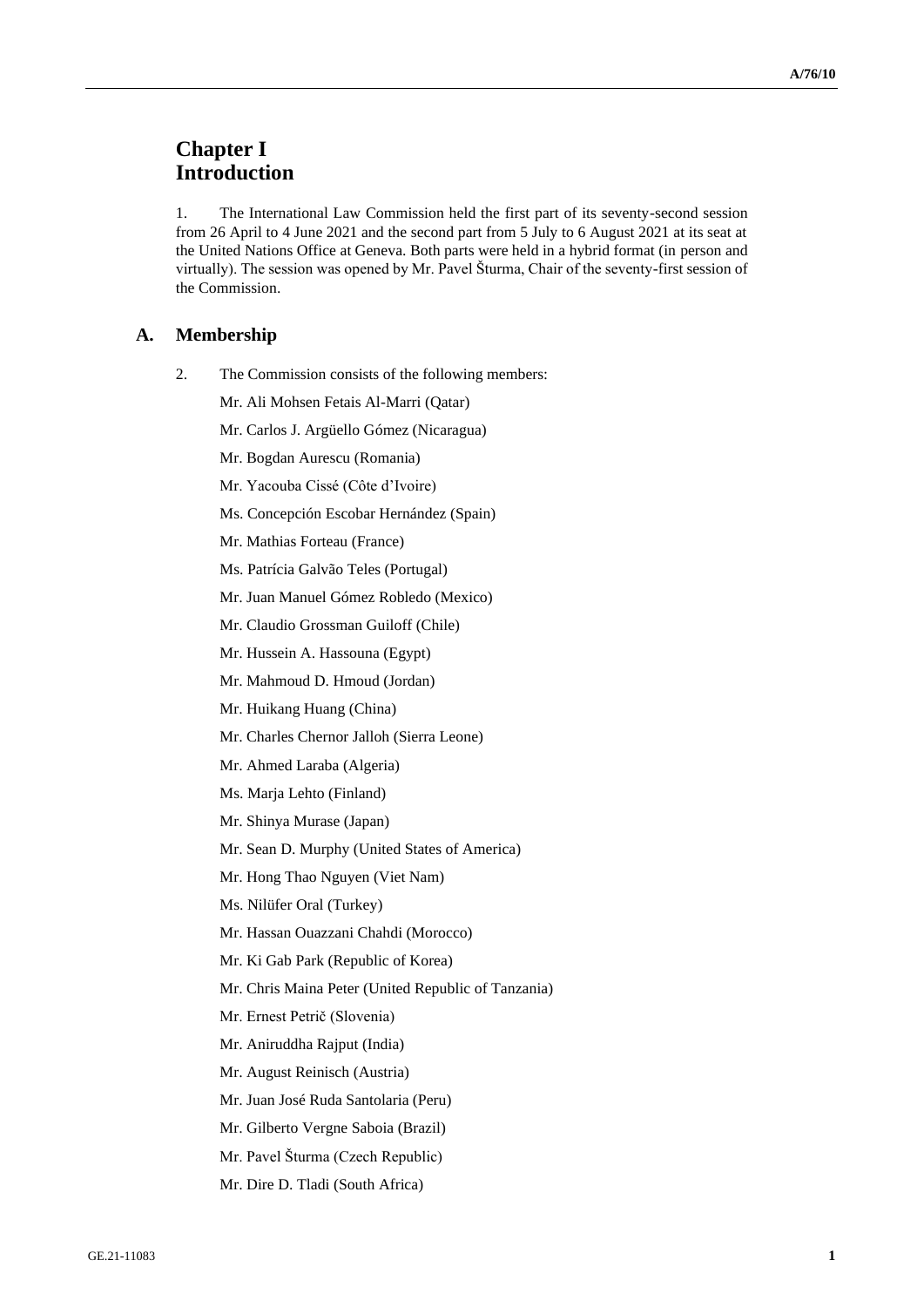# Chapter I
# Introduction

1. The International Law Commission held the first part of its seventy-second session from 26 April to 4 June 2021 and the second part from 5 July to 6 August 2021 at its seat at the United Nations Office at Geneva. Both parts were held in a hybrid format (in person and virtually). The session was opened by Mr. Pavel Šturma, Chair of the seventy-first session of the Commission.

## A. Membership

2. The Commission consists of the following members:

Mr. Ali Mohsen Fetais Al-Marri (Qatar)

Mr. Carlos J. Argüello Gómez (Nicaragua)

Mr. Bogdan Aurescu (Romania)

Mr. Yacouba Cissé (Côte d'Ivoire)

Ms. Concepción Escobar Hernández (Spain)

Mr. Mathias Forteau (France)

Ms. Patrícia Galvão Teles (Portugal)

Mr. Juan Manuel Gómez Robledo (Mexico)

Mr. Claudio Grossman Guiloff (Chile)

Mr. Hussein A. Hassouna (Egypt)

Mr. Mahmoud D. Hmoud (Jordan)

Mr. Huikang Huang (China)

Mr. Charles Chernor Jalloh (Sierra Leone)

Mr. Ahmed Laraba (Algeria)

Ms. Marja Lehto (Finland)

Mr. Shinya Murase (Japan)

Mr. Sean D. Murphy (United States of America)

Mr. Hong Thao Nguyen (Viet Nam)

Ms. Nilüfer Oral (Turkey)

Mr. Hassan Ouazzani Chahdi (Morocco)

Mr. Ki Gab Park (Republic of Korea)

Mr. Chris Maina Peter (United Republic of Tanzania)

Mr. Ernest Petrič (Slovenia)

Mr. Aniruddha Rajput (India)

Mr. August Reinisch (Austria)

Mr. Juan José Ruda Santolaria (Peru)

Mr. Gilberto Vergne Saboia (Brazil)

Mr. Pavel Šturma (Czech Republic)

Mr. Dire D. Tladi (South Africa)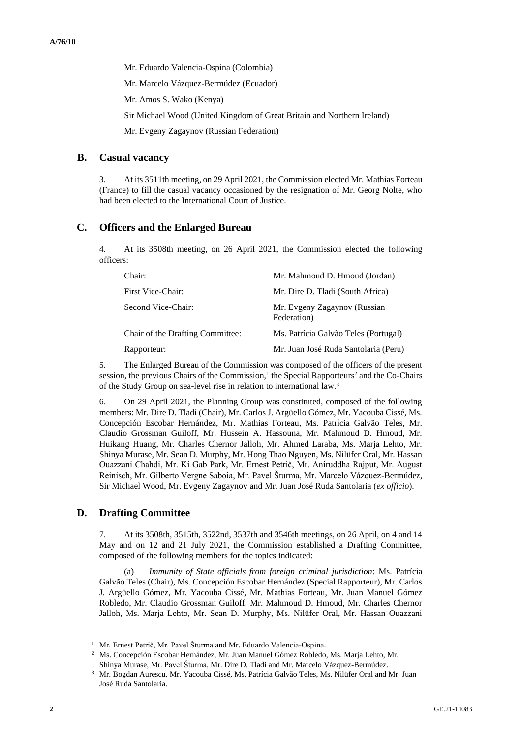Mr. Eduardo Valencia-Ospina (Colombia)

Mr. Marcelo Vázquez-Bermúdez (Ecuador)

Mr. Amos S. Wako (Kenya)

Sir Michael Wood (United Kingdom of Great Britain and Northern Ireland)

Mr. Evgeny Zagaynov (Russian Federation)

## B. Casual vacancy

3. At its 3511th meeting, on 29 April 2021, the Commission elected Mr. Mathias Forteau (France) to fill the casual vacancy occasioned by the resignation of Mr. Georg Nolte, who had been elected to the International Court of Justice.

## C. Officers and the Enlarged Bureau

4. At its 3508th meeting, on 26 April 2021, the Commission elected the following officers:

| | |
|---|---|
| Chair: | Mr. Mahmoud D. Hmoud (Jordan) |
| First Vice-Chair: | Mr. Dire D. Tladi (South Africa) |
| Second Vice-Chair: | Mr. Evgeny Zagaynov (Russian Federation) |
| Chair of the Drafting Committee: | Ms. Patrícia Galvão Teles (Portugal) |
| Rapporteur: | Mr. Juan José Ruda Santolaria (Peru) |

5. The Enlarged Bureau of the Commission was composed of the officers of the present session, the previous Chairs of the Commission,[1] the Special Rapporteurs[2] and the Co-Chairs of the Study Group on sea-level rise in relation to international law.[3]

6. On 29 April 2021, the Planning Group was constituted, composed of the following members: Mr. Dire D. Tladi (Chair), Mr. Carlos J. Argüello Gómez, Mr. Yacouba Cissé, Ms. Concepción Escobar Hernández, Mr. Mathias Forteau, Ms. Patrícia Galvão Teles, Mr. Claudio Grossman Guiloff, Mr. Hussein A. Hassouna, Mr. Mahmoud D. Hmoud, Mr. Huikang Huang, Mr. Charles Chernor Jalloh, Mr. Ahmed Laraba, Ms. Marja Lehto, Mr. Shinya Murase, Mr. Sean D. Murphy, Mr. Hong Thao Nguyen, Ms. Nilüfer Oral, Mr. Hassan Ouazzani Chahdi, Mr. Ki Gab Park, Mr. Ernest Petrič, Mr. Aniruddha Rajput, Mr. August Reinisch, Mr. Gilberto Vergne Saboia, Mr. Pavel Šturma, Mr. Marcelo Vázquez-Bermúdez, Sir Michael Wood, Mr. Evgeny Zagaynov and Mr. Juan José Ruda Santolaria (*ex officio*).

## D. Drafting Committee

7. At its 3508th, 3515th, 3522nd, 3537th and 3546th meetings, on 26 April, on 4 and 14 May and on 12 and 21 July 2021, the Commission established a Drafting Committee, composed of the following members for the topics indicated:

(a) *Immunity of State officials from foreign criminal jurisdiction*: Ms. Patrícia Galvão Teles (Chair), Ms. Concepción Escobar Hernández (Special Rapporteur), Mr. Carlos J. Argüello Gómez, Mr. Yacouba Cissé, Mr. Mathias Forteau, Mr. Juan Manuel Gómez Robledo, Mr. Claudio Grossman Guiloff, Mr. Mahmoud D. Hmoud, Mr. Charles Chernor Jalloh, Ms. Marja Lehto, Mr. Sean D. Murphy, Ms. Nilüfer Oral, Mr. Hassan Ouazzani

---

[1] Mr. Ernest Petrič, Mr. Pavel Šturma and Mr. Eduardo Valencia-Ospina.

[2] Ms. Concepción Escobar Hernández, Mr. Juan Manuel Gómez Robledo, Ms. Marja Lehto, Mr. Shinya Murase, Mr. Pavel Šturma, Mr. Dire D. Tladi and Mr. Marcelo Vázquez-Bermúdez.

[3] Mr. Bogdan Aurescu, Mr. Yacouba Cissé, Ms. Patrícia Galvão Teles, Ms. Nilüfer Oral and Mr. Juan José Ruda Santolaria.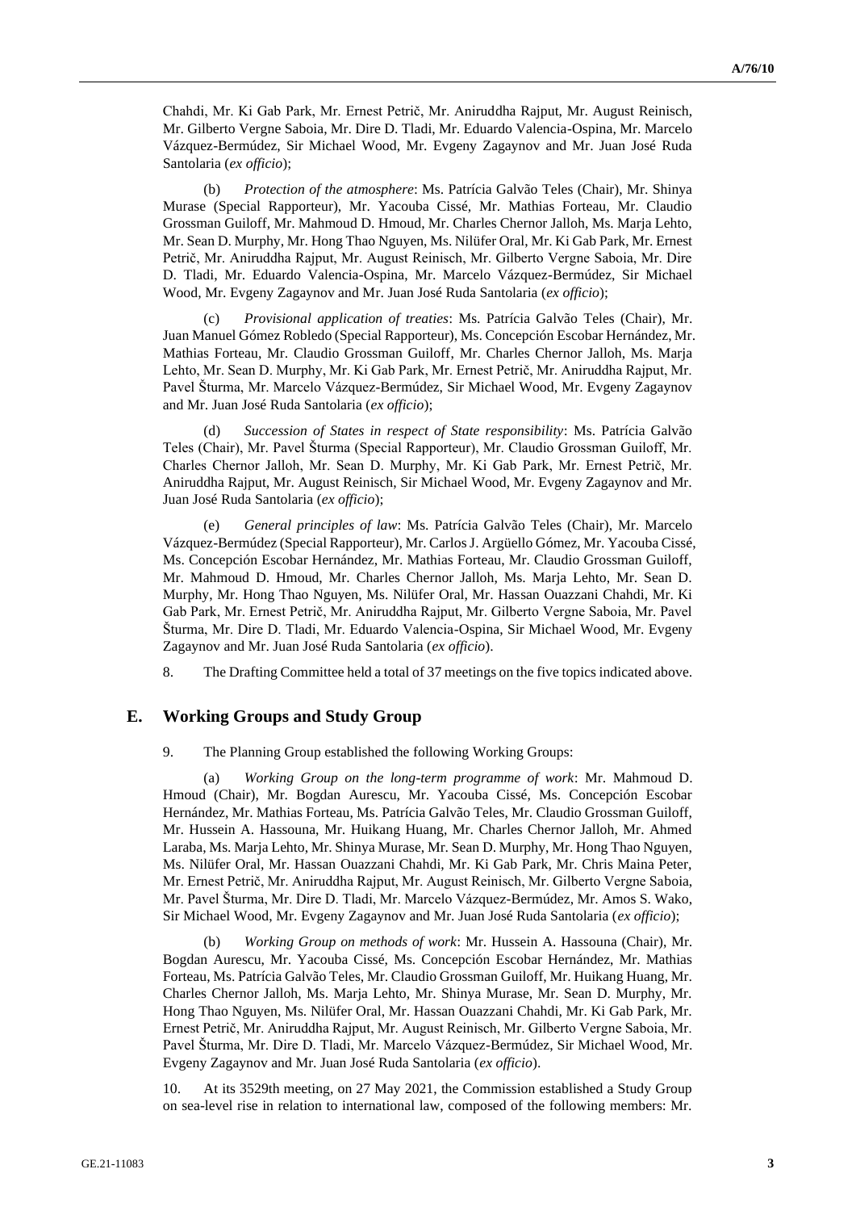Chahdi, Mr. Ki Gab Park, Mr. Ernest Petrič, Mr. Aniruddha Rajput, Mr. August Reinisch, Mr. Gilberto Vergne Saboia, Mr. Dire D. Tladi, Mr. Eduardo Valencia-Ospina, Mr. Marcelo Vázquez-Bermúdez, Sir Michael Wood, Mr. Evgeny Zagaynov and Mr. Juan José Ruda Santolaria (*ex officio*);

(b) *Protection of the atmosphere*: Ms. Patrícia Galvão Teles (Chair), Mr. Shinya Murase (Special Rapporteur), Mr. Yacouba Cissé, Mr. Mathias Forteau, Mr. Claudio Grossman Guiloff, Mr. Mahmoud D. Hmoud, Mr. Charles Chernor Jalloh, Ms. Marja Lehto, Mr. Sean D. Murphy, Mr. Hong Thao Nguyen, Ms. Nilüfer Oral, Mr. Ki Gab Park, Mr. Ernest Petrič, Mr. Aniruddha Rajput, Mr. August Reinisch, Mr. Gilberto Vergne Saboia, Mr. Dire D. Tladi, Mr. Eduardo Valencia-Ospina, Mr. Marcelo Vázquez-Bermúdez, Sir Michael Wood, Mr. Evgeny Zagaynov and Mr. Juan José Ruda Santolaria (*ex officio*);

(c) *Provisional application of treaties*: Ms. Patrícia Galvão Teles (Chair), Mr. Juan Manuel Gómez Robledo (Special Rapporteur), Ms. Concepción Escobar Hernández, Mr. Mathias Forteau, Mr. Claudio Grossman Guiloff, Mr. Charles Chernor Jalloh, Ms. Marja Lehto, Mr. Sean D. Murphy, Mr. Ki Gab Park, Mr. Ernest Petrič, Mr. Aniruddha Rajput, Mr. Pavel Šturma, Mr. Marcelo Vázquez-Bermúdez, Sir Michael Wood, Mr. Evgeny Zagaynov and Mr. Juan José Ruda Santolaria (*ex officio*);

(d) *Succession of States in respect of State responsibility*: Ms. Patrícia Galvão Teles (Chair), Mr. Pavel Šturma (Special Rapporteur), Mr. Claudio Grossman Guiloff, Mr. Charles Chernor Jalloh, Mr. Sean D. Murphy, Mr. Ki Gab Park, Mr. Ernest Petrič, Mr. Aniruddha Rajput, Mr. August Reinisch, Sir Michael Wood, Mr. Evgeny Zagaynov and Mr. Juan José Ruda Santolaria (*ex officio*);

(e) *General principles of law*: Ms. Patrícia Galvão Teles (Chair), Mr. Marcelo Vázquez-Bermúdez (Special Rapporteur), Mr. Carlos J. Argüello Gómez, Mr. Yacouba Cissé, Ms. Concepción Escobar Hernández, Mr. Mathias Forteau, Mr. Claudio Grossman Guiloff, Mr. Mahmoud D. Hmoud, Mr. Charles Chernor Jalloh, Ms. Marja Lehto, Mr. Sean D. Murphy, Mr. Hong Thao Nguyen, Ms. Nilüfer Oral, Mr. Hassan Ouazzani Chahdi, Mr. Ki Gab Park, Mr. Ernest Petrič, Mr. Aniruddha Rajput, Mr. Gilberto Vergne Saboia, Mr. Pavel Šturma, Mr. Dire D. Tladi, Mr. Eduardo Valencia-Ospina, Sir Michael Wood, Mr. Evgeny Zagaynov and Mr. Juan José Ruda Santolaria (*ex officio*).

8. The Drafting Committee held a total of 37 meetings on the five topics indicated above.

## E. Working Groups and Study Group

9. The Planning Group established the following Working Groups:

(a) *Working Group on the long-term programme of work*: Mr. Mahmoud D. Hmoud (Chair), Mr. Bogdan Aurescu, Mr. Yacouba Cissé, Ms. Concepción Escobar Hernández, Mr. Mathias Forteau, Ms. Patrícia Galvão Teles, Mr. Claudio Grossman Guiloff, Mr. Hussein A. Hassouna, Mr. Huikang Huang, Mr. Charles Chernor Jalloh, Mr. Ahmed Laraba, Ms. Marja Lehto, Mr. Shinya Murase, Mr. Sean D. Murphy, Mr. Hong Thao Nguyen, Ms. Nilüfer Oral, Mr. Hassan Ouazzani Chahdi, Mr. Ki Gab Park, Mr. Chris Maina Peter, Mr. Ernest Petrič, Mr. Aniruddha Rajput, Mr. August Reinisch, Mr. Gilberto Vergne Saboia, Mr. Pavel Šturma, Mr. Dire D. Tladi, Mr. Marcelo Vázquez-Bermúdez, Mr. Amos S. Wako, Sir Michael Wood, Mr. Evgeny Zagaynov and Mr. Juan José Ruda Santolaria (*ex officio*);

(b) *Working Group on methods of work*: Mr. Hussein A. Hassouna (Chair), Mr. Bogdan Aurescu, Mr. Yacouba Cissé, Ms. Concepción Escobar Hernández, Mr. Mathias Forteau, Ms. Patrícia Galvão Teles, Mr. Claudio Grossman Guiloff, Mr. Huikang Huang, Mr. Charles Chernor Jalloh, Ms. Marja Lehto, Mr. Shinya Murase, Mr. Sean D. Murphy, Mr. Hong Thao Nguyen, Ms. Nilüfer Oral, Mr. Hassan Ouazzani Chahdi, Mr. Ki Gab Park, Mr. Ernest Petrič, Mr. Aniruddha Rajput, Mr. August Reinisch, Mr. Gilberto Vergne Saboia, Mr. Pavel Šturma, Mr. Dire D. Tladi, Mr. Marcelo Vázquez-Bermúdez, Sir Michael Wood, Mr. Evgeny Zagaynov and Mr. Juan José Ruda Santolaria (*ex officio*).

10. At its 3529th meeting, on 27 May 2021, the Commission established a Study Group on sea-level rise in relation to international law, composed of the following members: Mr.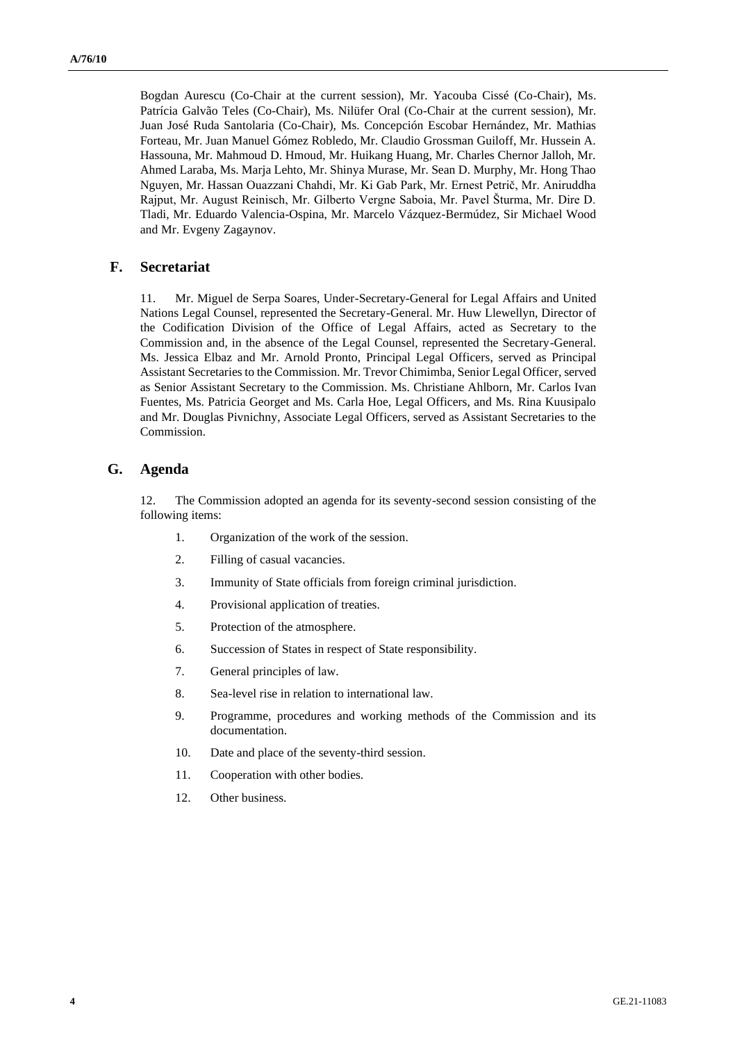Bogdan Aurescu (Co-Chair at the current session), Mr. Yacouba Cissé (Co-Chair), Ms. Patrícia Galvão Teles (Co-Chair), Ms. Nilüfer Oral (Co-Chair at the current session), Mr. Juan José Ruda Santolaria (Co-Chair), Ms. Concepción Escobar Hernández, Mr. Mathias Forteau, Mr. Juan Manuel Gómez Robledo, Mr. Claudio Grossman Guiloff, Mr. Hussein A. Hassouna, Mr. Mahmoud D. Hmoud, Mr. Huikang Huang, Mr. Charles Chernor Jalloh, Mr. Ahmed Laraba, Ms. Marja Lehto, Mr. Shinya Murase, Mr. Sean D. Murphy, Mr. Hong Thao Nguyen, Mr. Hassan Ouazzani Chahdi, Mr. Ki Gab Park, Mr. Ernest Petrič, Mr. Aniruddha Rajput, Mr. August Reinisch, Mr. Gilberto Vergne Saboia, Mr. Pavel Šturma, Mr. Dire D. Tladi, Mr. Eduardo Valencia-Ospina, Mr. Marcelo Vázquez-Bermúdez, Sir Michael Wood and Mr. Evgeny Zagaynov.

## F. Secretariat

11. Mr. Miguel de Serpa Soares, Under-Secretary-General for Legal Affairs and United Nations Legal Counsel, represented the Secretary-General. Mr. Huw Llewellyn, Director of the Codification Division of the Office of Legal Affairs, acted as Secretary to the Commission and, in the absence of the Legal Counsel, represented the Secretary-General. Ms. Jessica Elbaz and Mr. Arnold Pronto, Principal Legal Officers, served as Principal Assistant Secretaries to the Commission. Mr. Trevor Chimimba, Senior Legal Officer, served as Senior Assistant Secretary to the Commission. Ms. Christiane Ahlborn, Mr. Carlos Ivan Fuentes, Ms. Patricia Georget and Ms. Carla Hoe, Legal Officers, and Ms. Rina Kuusipalo and Mr. Douglas Pivnichny, Associate Legal Officers, served as Assistant Secretaries to the Commission.

## G. Agenda

12. The Commission adopted an agenda for its seventy-second session consisting of the following items:

1. Organization of the work of the session.
2. Filling of casual vacancies.
3. Immunity of State officials from foreign criminal jurisdiction.
4. Provisional application of treaties.
5. Protection of the atmosphere.
6. Succession of States in respect of State responsibility.
7. General principles of law.
8. Sea-level rise in relation to international law.
9. Programme, procedures and working methods of the Commission and its documentation.
10. Date and place of the seventy-third session.
11. Cooperation with other bodies.
12. Other business.